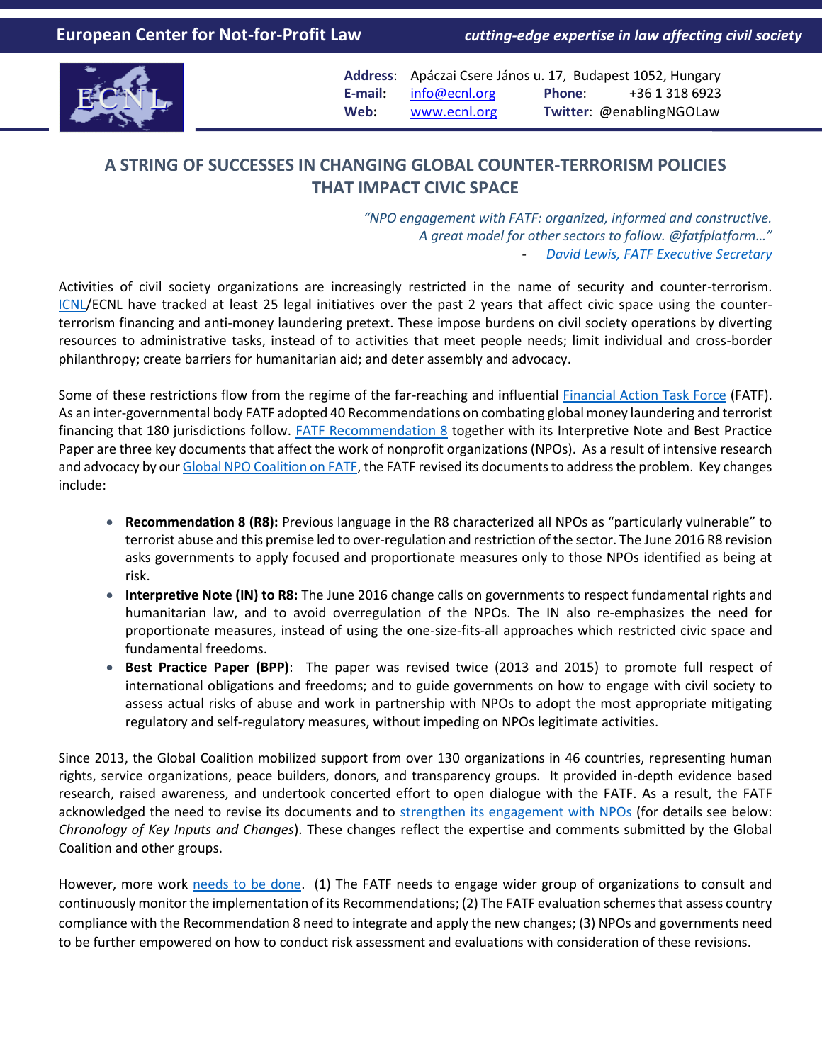European Center for Not-for-Profit Law — *cutting-edge expertise in law affecting civil society*

**Address**: Apáczai Csere János u. 17, Budapest 1052, Hungary
**E-mail**: info@ecnl.org **Phone**: +36 1 318 6923
**Web**: www.ecnl.org **Twitter**: @enablingNGOLaw

# A STRING OF SUCCESSES IN CHANGING GLOBAL COUNTER-TERRORISM POLICIES THAT IMPACT CIVIC SPACE

*"NPO engagement with FATF: organized, informed and constructive. A great model for other sectors to follow. @fatfplatform…"*
- *David Lewis, FATF Executive Secretary*

Activities of civil society organizations are increasingly restricted in the name of security and counter-terrorism. ICNL/ECNL have tracked at least 25 legal initiatives over the past 2 years that affect civic space using the counter-terrorism financing and anti-money laundering pretext. These impose burdens on civil society operations by diverting resources to administrative tasks, instead of to activities that meet people needs; limit individual and cross-border philanthropy; create barriers for humanitarian aid; and deter assembly and advocacy.

Some of these restrictions flow from the regime of the far-reaching and influential Financial Action Task Force (FATF). As an inter-governmental body FATF adopted 40 Recommendations on combating global money laundering and terrorist financing that 180 jurisdictions follow. FATF Recommendation 8 together with its Interpretive Note and Best Practice Paper are three key documents that affect the work of nonprofit organizations (NPOs). As a result of intensive research and advocacy by our Global NPO Coalition on FATF, the FATF revised its documents to address the problem. Key changes include:

- **Recommendation 8 (R8):** Previous language in the R8 characterized all NPOs as "particularly vulnerable" to terrorist abuse and this premise led to over-regulation and restriction of the sector. The June 2016 R8 revision asks governments to apply focused and proportionate measures only to those NPOs identified as being at risk.
- **Interpretive Note (IN) to R8:** The June 2016 change calls on governments to respect fundamental rights and humanitarian law, and to avoid overregulation of the NPOs. The IN also re-emphasizes the need for proportionate measures, instead of using the one-size-fits-all approaches which restricted civic space and fundamental freedoms.
- **Best Practice Paper (BPP)**: The paper was revised twice (2013 and 2015) to promote full respect of international obligations and freedoms; and to guide governments on how to engage with civil society to assess actual risks of abuse and work in partnership with NPOs to adopt the most appropriate mitigating regulatory and self-regulatory measures, without impeding on NPOs legitimate activities.

Since 2013, the Global Coalition mobilized support from over 130 organizations in 46 countries, representing human rights, service organizations, peace builders, donors, and transparency groups. It provided in-depth evidence based research, raised awareness, and undertook concerted effort to open dialogue with the FATF. As a result, the FATF acknowledged the need to revise its documents and to strengthen its engagement with NPOs (for details see below: *Chronology of Key Inputs and Changes*). These changes reflect the expertise and comments submitted by the Global Coalition and other groups.

However, more work needs to be done. (1) The FATF needs to engage wider group of organizations to consult and continuously monitor the implementation of its Recommendations; (2) The FATF evaluation schemes that assess country compliance with the Recommendation 8 need to integrate and apply the new changes; (3) NPOs and governments need to be further empowered on how to conduct risk assessment and evaluations with consideration of these revisions.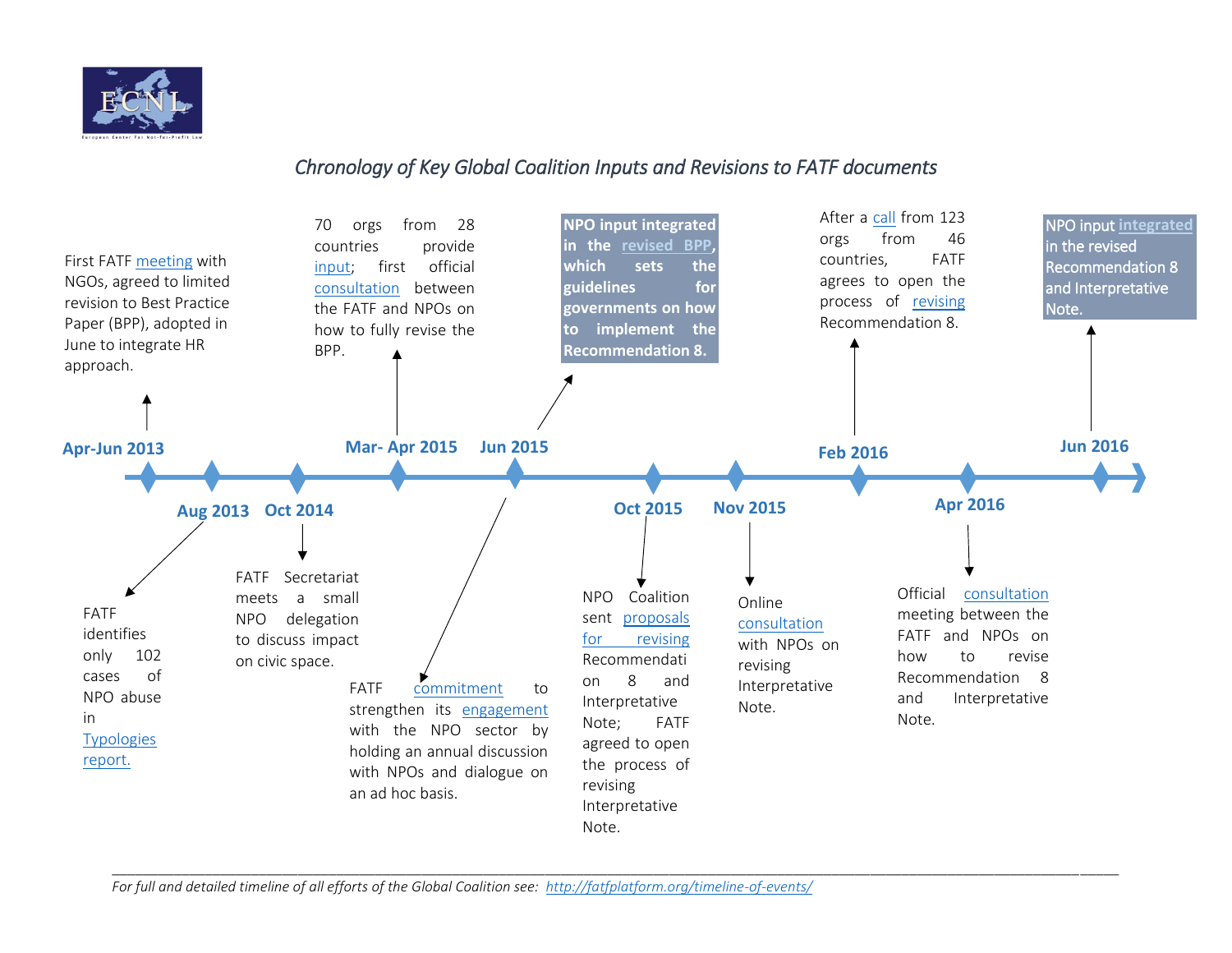*Chronology of Key Global Coalition Inputs and Revisions to FATF documents*

**Apr-Jun 2013**
First FATF meeting with NGOs, agreed to limited revision to Best Practice Paper (BPP), adopted in June to integrate HR approach.

**Aug 2013**
FATF identifies only 102 cases of NPO abuse in Typologies report.

**Oct 2014**
FATF Secretariat meets a small NPO delegation to discuss impact on civic space.

**Mar- Apr 2015**
70 orgs from 28 countries provide input; first official consultation between the FATF and NPOs on how to fully revise the BPP.

**Jun 2015**
**NPO input integrated in the revised BPP, which sets the guidelines for governments on how to implement the Recommendation 8.**

FATF commitment to strengthen its engagement with the NPO sector by holding an annual discussion with NPOs and dialogue on an ad hoc basis.

**Oct 2015**
NPO Coalition sent proposals for revising Recommendation 8 and Interpretative Note; FATF agreed to open the process of revising Interpretative Note.

**Nov 2015**
Online consultation with NPOs on revising Interpretative Note.

**Feb 2016**
After a call from 123 orgs from 46 countries, FATF agrees to open the process of revising Recommendation 8.

**Apr 2016**
Official consultation meeting between the FATF and NPOs on how to revise Recommendation 8 and Interpretative Note.

**Jun 2016**
NPO input integrated in the revised Recommendation 8 and Interpretative Note.

*For full and detailed timeline of all efforts of the Global Coalition see: http://fatfplatform.org/timeline-of-events/*